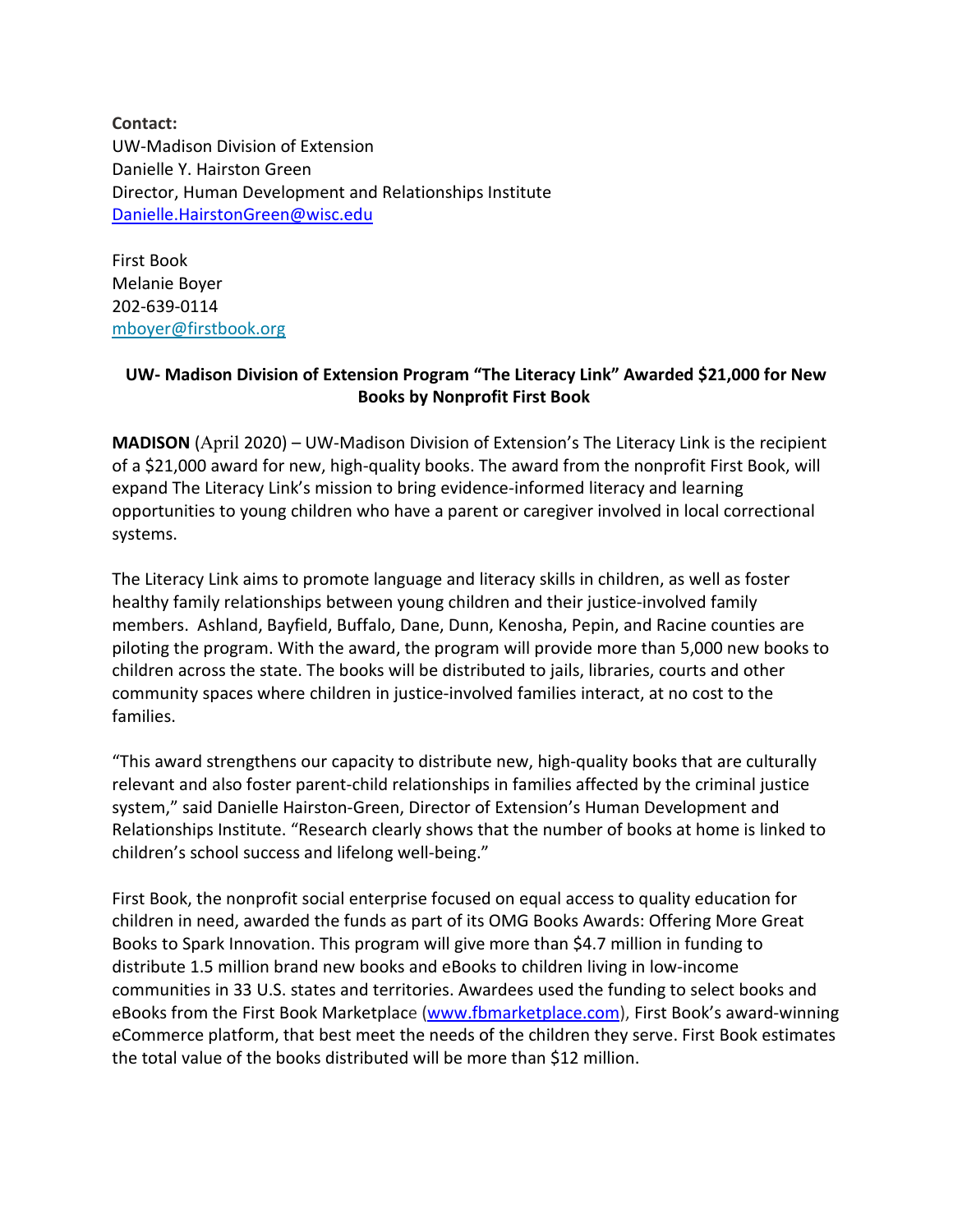**Contact:**
UW-Madison Division of Extension
Danielle Y. Hairston Green
Director, Human Development and Relationships Institute
[Danielle.HairstonGreen@wisc.edu](mailto:Danielle.HairstonGreen@wisc.edu)

First Book
Melanie Boyer
202-639-0114
[mboyer@firstbook.org](mailto:mboyer@firstbook.org)

**UW- Madison Division of Extension Program "The Literacy Link" Awarded $21,000 for New Books by Nonprofit First Book**

**MADISON** (April 2020) – UW-Madison Division of Extension's The Literacy Link is the recipient of a $21,000 award for new, high-quality books. The award from the nonprofit First Book, will expand The Literacy Link's mission to bring evidence-informed literacy and learning opportunities to young children who have a parent or caregiver involved in local correctional systems.

The Literacy Link aims to promote language and literacy skills in children, as well as foster healthy family relationships between young children and their justice-involved family members. Ashland, Bayfield, Buffalo, Dane, Dunn, Kenosha, Pepin, and Racine counties are piloting the program. With the award, the program will provide more than 5,000 new books to children across the state. The books will be distributed to jails, libraries, courts and other community spaces where children in justice-involved families interact, at no cost to the families.

"This award strengthens our capacity to distribute new, high-quality books that are culturally relevant and also foster parent-child relationships in families affected by the criminal justice system," said Danielle Hairston-Green, Director of Extension's Human Development and Relationships Institute. "Research clearly shows that the number of books at home is linked to children's school success and lifelong well-being."

First Book, the nonprofit social enterprise focused on equal access to quality education for children in need, awarded the funds as part of its OMG Books Awards: Offering More Great Books to Spark Innovation. This program will give more than $4.7 million in funding to distribute 1.5 million brand new books and eBooks to children living in low-income communities in 33 U.S. states and territories. Awardees used the funding to select books and eBooks from the First Book Marketplace ([www.fbmarketplace.com](http://www.fbmarketplace.com)), First Book's award-winning eCommerce platform, that best meet the needs of the children they serve. First Book estimates the total value of the books distributed will be more than $12 million.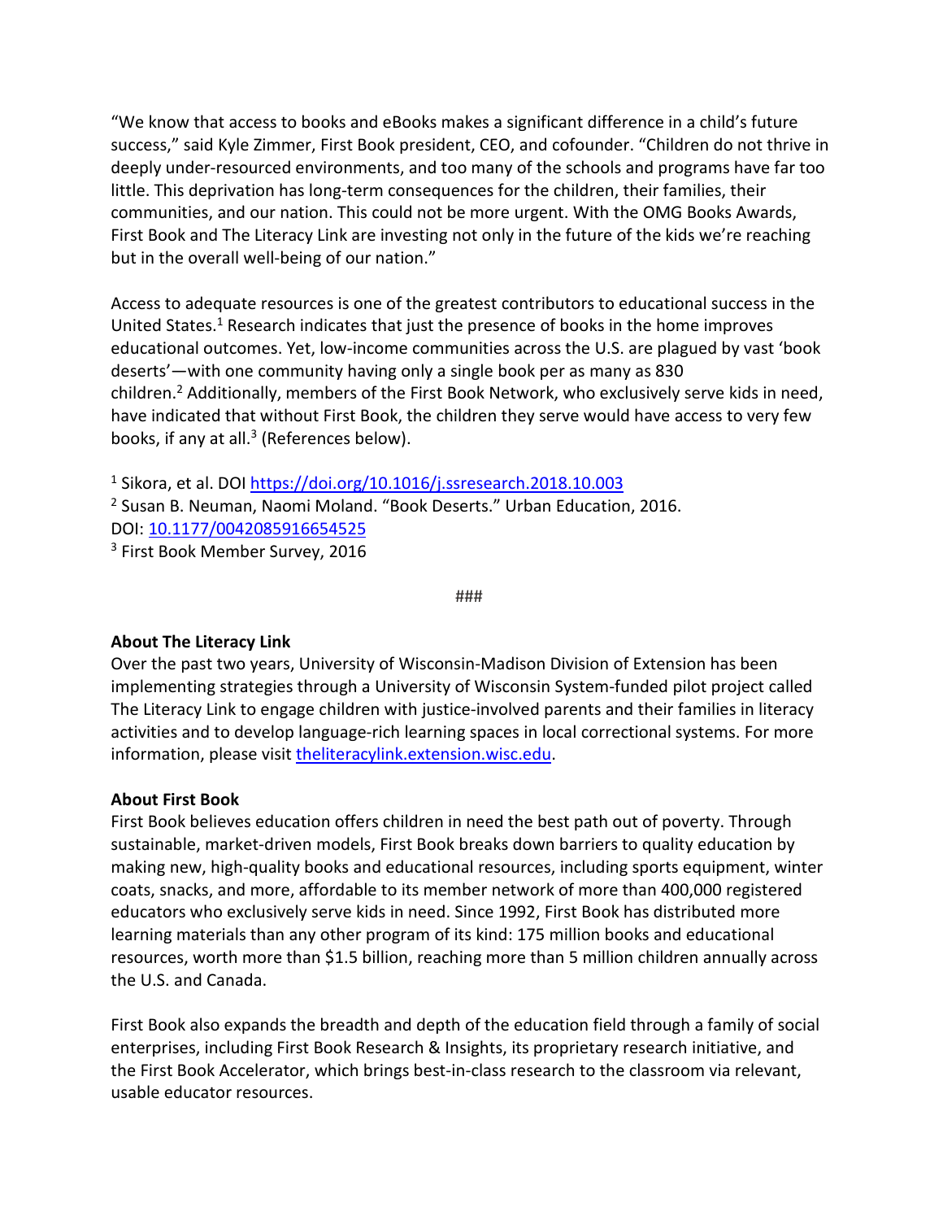"We know that access to books and eBooks makes a significant difference in a child's future success," said Kyle Zimmer, First Book president, CEO, and cofounder. "Children do not thrive in deeply under-resourced environments, and too many of the schools and programs have far too little. This deprivation has long-term consequences for the children, their families, their communities, and our nation. This could not be more urgent. With the OMG Books Awards, First Book and The Literacy Link are investing not only in the future of the kids we're reaching but in the overall well-being of our nation."

Access to adequate resources is one of the greatest contributors to educational success in the United States.[1] Research indicates that just the presence of books in the home improves educational outcomes. Yet, low-income communities across the U.S. are plagued by vast 'book deserts'—with one community having only a single book per as many as 830 children.[2] Additionally, members of the First Book Network, who exclusively serve kids in need, have indicated that without First Book, the children they serve would have access to very few books, if any at all.[3] (References below).

[1] Sikora, et al. DOI https://doi.org/10.1016/j.ssresearch.2018.10.003
[2] Susan B. Neuman, Naomi Moland. "Book Deserts." Urban Education, 2016. DOI: 10.1177/0042085916654525
[3] First Book Member Survey, 2016

###

**About The Literacy Link**
Over the past two years, University of Wisconsin-Madison Division of Extension has been implementing strategies through a University of Wisconsin System-funded pilot project called The Literacy Link to engage children with justice-involved parents and their families in literacy activities and to develop language-rich learning spaces in local correctional systems. For more information, please visit theliteracylink.extension.wisc.edu.

**About First Book**
First Book believes education offers children in need the best path out of poverty. Through sustainable, market-driven models, First Book breaks down barriers to quality education by making new, high-quality books and educational resources, including sports equipment, winter coats, snacks, and more, affordable to its member network of more than 400,000 registered educators who exclusively serve kids in need. Since 1992, First Book has distributed more learning materials than any other program of its kind: 175 million books and educational resources, worth more than $1.5 billion, reaching more than 5 million children annually across the U.S. and Canada.

First Book also expands the breadth and depth of the education field through a family of social enterprises, including First Book Research & Insights, its proprietary research initiative, and the First Book Accelerator, which brings best-in-class research to the classroom via relevant, usable educator resources.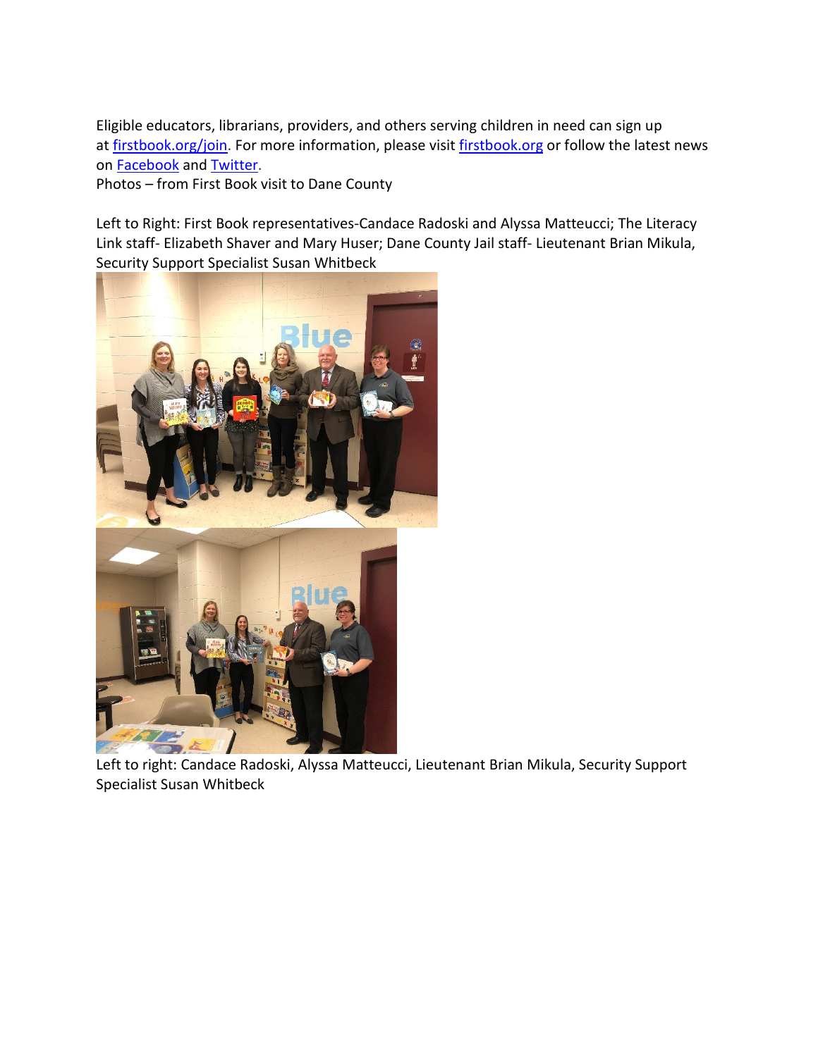Eligible educators, librarians, providers, and others serving children in need can sign up at [firstbook.org/join](firstbook.org/join). For more information, please visit [firstbook.org](firstbook.org) or follow the latest news on Facebook and Twitter.

Photos – from First Book visit to Dane County

Left to Right: First Book representatives-Candace Radoski and Alyssa Matteucci; The Literacy Link staff- Elizabeth Shaver and Mary Huser; Dane County Jail staff- Lieutenant Brian Mikula, Security Support Specialist Susan Whitbeck

Left to right: Candace Radoski, Alyssa Matteucci, Lieutenant Brian Mikula, Security Support Specialist Susan Whitbeck